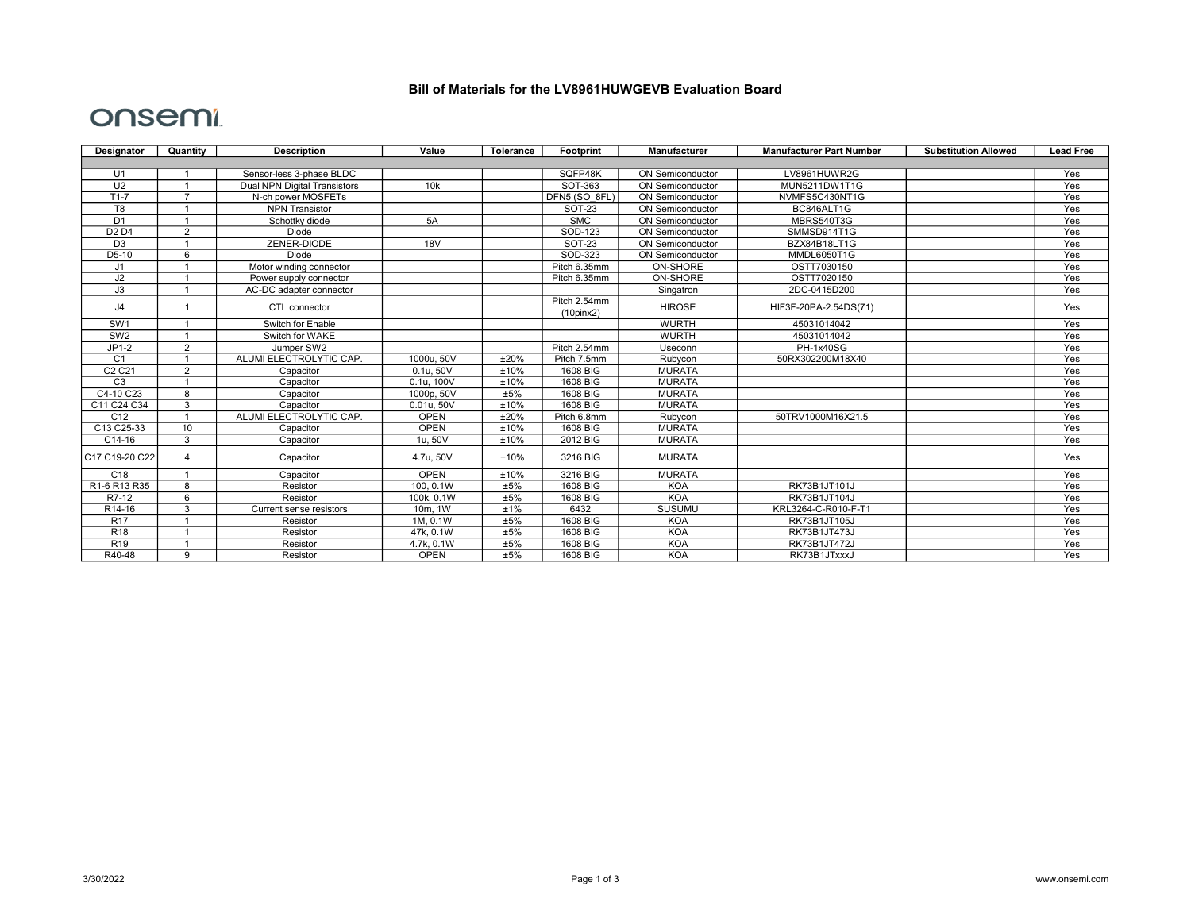# Bill of Materials for the LV8961HUWGEVB Evaluation Board

onsemi

| Designator | Quantity | Description | Value | Tolerance | Footprint | Manufacturer | Manufacturer Part Number | Substitution Allowed | Lead Free |
|---|---|---|---|---|---|---|---|---|---|
| | | | | | | | | | |
| U1 | 1 | Sensor-less 3-phase BLDC | | | SQFP48K | ON Semiconductor | LV8961HUWR2G | | Yes |
| U2 | 1 | Dual NPN Digital Transistors | 10k | | SOT-363 | ON Semiconductor | MUN5211DW1T1G | | Yes |
| T1-7 | 7 | N-ch power MOSFETs | | | DFN5 (SO_8FL) | ON Semiconductor | NVMFS5C430NT1G | | Yes |
| T8 | 1 | NPN Transistor | | | SOT-23 | ON Semiconductor | BC846ALT1G | | Yes |
| D1 | 1 | Schottky diode | 5A | | SMC | ON Semiconductor | MBRS540T3G | | Yes |
| D2 D4 | 2 | Diode | | | SOD-123 | ON Semiconductor | SMMSD914T1G | | Yes |
| D3 | 1 | ZENER-DIODE | 18V | | SOT-23 | ON Semiconductor | BZX84B18LT1G | | Yes |
| D5-10 | 6 | Diode | | | SOD-323 | ON Semiconductor | MMDL6050T1G | | Yes |
| J1 | 1 | Motor winding connector | | | Pitch 6.35mm | ON-SHORE | OSTT7030150 | | Yes |
| J2 | 1 | Power supply connector | | | Pitch 6.35mm | ON-SHORE | OSTT7020150 | | Yes |
| J3 | 1 | AC-DC adapter connector | | | | Singatron | 2DC-0415D200 | | Yes |
| J4 | 1 | CTL connector | | | Pitch 2.54mm (10pinx2) | HIROSE | HIF3F-20PA-2.54DS(71) | | Yes |
| SW1 | 1 | Switch for Enable | | | | WURTH | 45031014042 | | Yes |
| SW2 | 1 | Switch for WAKE | | | | WURTH | 45031014042 | | Yes |
| JP1-2 | 2 | Jumper SW2 | | | Pitch 2.54mm | Useconn | PH-1x40SG | | Yes |
| C1 | 1 | ALUMI ELECTROLYTIC CAP. | 1000u, 50V | ±20% | Pitch 7.5mm | Rubycon | 50RX302200M18X40 | | Yes |
| C2 C21 | 2 | Capacitor | 0.1u, 50V | ±10% | 1608 BIG | MURATA | | | Yes |
| C3 | 1 | Capacitor | 0.1u, 100V | ±10% | 1608 BIG | MURATA | | | Yes |
| C4-10 C23 | 8 | Capacitor | 1000p, 50V | ±5% | 1608 BIG | MURATA | | | Yes |
| C11 C24 C34 | 3 | Capacitor | 0.01u, 50V | ±10% | 1608 BIG | MURATA | | | Yes |
| C12 | 1 | ALUMI ELECTROLYTIC CAP. | OPEN | ±20% | Pitch 6.8mm | Rubycon | 50TRV1000M16X21.5 | | Yes |
| C13 C25-33 | 10 | Capacitor | OPEN | ±10% | 1608 BIG | MURATA | | | Yes |
| C14-16 | 3 | Capacitor | 1u, 50V | ±10% | 2012 BIG | MURATA | | | Yes |
| C17 C19-20 C22 | 4 | Capacitor | 4.7u, 50V | ±10% | 3216 BIG | MURATA | | | Yes |
| C18 | 1 | Capacitor | OPEN | ±10% | 3216 BIG | MURATA | | | Yes |
| R1-6 R13 R35 | 8 | Resistor | 100, 0.1W | ±5% | 1608 BIG | KOA | RK73B1JT101J | | Yes |
| R7-12 | 6 | Resistor | 100k, 0.1W | ±5% | 1608 BIG | KOA | RK73B1JT104J | | Yes |
| R14-16 | 3 | Current sense resistors | 10m, 1W | ±1% | 6432 | SUSUMU | KRL3264-C-R010-F-T1 | | Yes |
| R17 | 1 | Resistor | 1M, 0.1W | ±5% | 1608 BIG | KOA | RK73B1JT105J | | Yes |
| R18 | 1 | Resistor | 47k, 0.1W | ±5% | 1608 BIG | KOA | RK73B1JT473J | | Yes |
| R19 | 1 | Resistor | 4.7k, 0.1W | ±5% | 1608 BIG | KOA | RK73B1JT472J | | Yes |
| R40-48 | 9 | Resistor | OPEN | ±5% | 1608 BIG | KOA | RK73B1JTxxxJ | | Yes |

3/30/2022

www.onsemi.com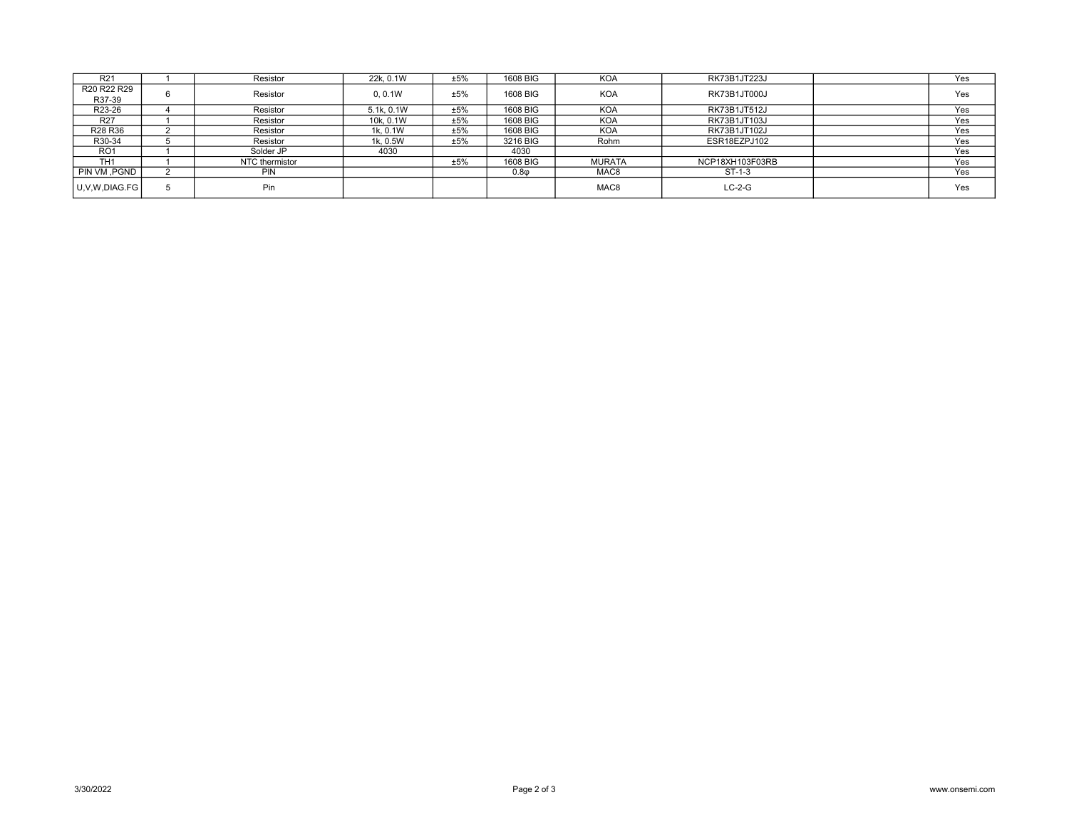| R21 | 1 | Resistor | 22k, 0.1W | ±5% | 1608 BIG | KOA | RK73B1JT223J | | Yes |
|---|---|---|---|---|---|---|---|---|---|
| R20 R22 R29 R37-39 | 6 | Resistor | 0, 0.1W | ±5% | 1608 BIG | KOA | RK73B1JT000J | | Yes |
| R23-26 | 4 | Resistor | 5.1k, 0.1W | ±5% | 1608 BIG | KOA | RK73B1JT512J | | Yes |
| R27 | 1 | Resistor | 10k, 0.1W | ±5% | 1608 BIG | KOA | RK73B1JT103J | | Yes |
| R28 R36 | 2 | Resistor | 1k, 0.1W | ±5% | 1608 BIG | KOA | RK73B1JT102J | | Yes |
| R30-34 | 5 | Resistor | 1k, 0.5W | ±5% | 3216 BIG | Rohm | ESR18EZPJ102 | | Yes |
| RO1 | 1 | Solder JP | 4030 | | 4030 | | | | Yes |
| TH1 | 1 | NTC thermistor | | ±5% | 1608 BIG | MURATA | NCP18XH103F03RB | | Yes |
| PIN VM ,PGND | 2 | PIN | | | 0.8φ | MAC8 | ST-1-3 | | Yes |
| U,V,W,DIAG.FG | 5 | Pin | | | | MAC8 | LC-2-G | | Yes |

3/30/2022

www.onsemi.com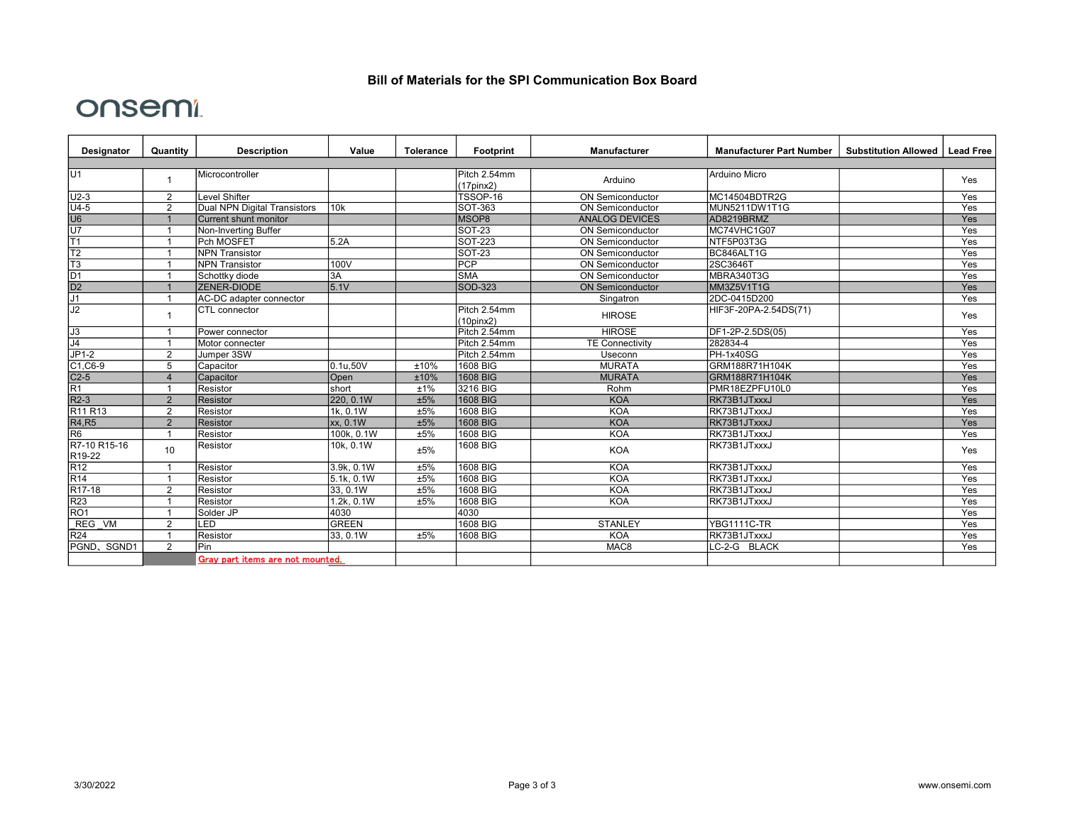## Bill of Materials for the SPI Communication Box Board

onsemi

| Designator | Quantity | Description | Value | Tolerance | Footprint | Manufacturer | Manufacturer Part Number | Substitution Allowed | Lead Free |
|---|---|---|---|---|---|---|---|---|---|
| U1 | 1 | Microcontroller | | | Pitch 2.54mm (17pinx2) | Arduino | Arduino Micro | | Yes |
| U2-3 | 2 | Level Shifter | | | TSSOP-16 | ON Semiconductor | MC14504BDTR2G | | Yes |
| U4-5 | 2 | Dual NPN Digital Transistors | 10k | | SOT-363 | ON Semiconductor | MUN5211DW1T1G | | Yes |
| U6 | 1 | Current shunt monitor | | | MSOP8 | ANALOG DEVICES | AD8219BRMZ | | Yes |
| U7 | 1 | Non-Inverting Buffer | | | SOT-23 | ON Semiconductor | MC74VHC1G07 | | Yes |
| T1 | 1 | Pch MOSFET | 5.2A | | SOT-223 | ON Semiconductor | NTF5P03T3G | | Yes |
| T2 | 1 | NPN Transistor | | | SOT-23 | ON Semiconductor | BC846ALT1G | | Yes |
| T3 | 1 | NPN Transistor | 100V | | PCP | ON Semiconductor | 2SC3646T | | Yes |
| D1 | 1 | Schottky diode | 3A | | SMA | ON Semiconductor | MBRA340T3G | | Yes |
| D2 | 1 | ZENER-DIODE | 5.1V | | SOD-323 | ON Semiconductor | MM3Z5V1T1G | | Yes |
| J1 | 1 | AC-DC adapter connector | | | | Singatron | 2DC-0415D200 | | Yes |
| J2 | 1 | CTL connector | | | Pitch 2.54mm (10pinx2) | HIROSE | HIF3F-20PA-2.54DS(71) | | Yes |
| J3 | 1 | Power connector | | | Pitch 2.54mm | HIROSE | DF1-2P-2.5DS(05) | | Yes |
| J4 | 1 | Motor connecter | | | Pitch 2.54mm | TE Connectivity | 282834-4 | | Yes |
| JP1-2 | 2 | Jumper 3SW | | | Pitch 2.54mm | Useconn | PH-1x40SG | | Yes |
| C1,C6-9 | 5 | Capacitor | 0.1u,50V | ±10% | 1608 BIG | MURATA | GRM188R71H104K | | Yes |
| C2-5 | 4 | Capacitor | Open | ±10% | 1608 BIG | MURATA | GRM188R71H104K | | Yes |
| R1 | 1 | Resistor | short | ±1% | 3216 BIG | Rohm | PMR18EZPFU10L0 | | Yes |
| R2-3 | 2 | Resistor | 220, 0.1W | ±5% | 1608 BIG | KOA | RK73B1JTxxxJ | | Yes |
| R11 R13 | 2 | Resistor | 1k, 0.1W | ±5% | 1608 BIG | KOA | RK73B1JTxxxJ | | Yes |
| R4,R5 | 2 | Resistor | xx, 0.1W | ±5% | 1608 BIG | KOA | RK73B1JTxxxJ | | Yes |
| R6 | 1 | Resistor | 100k, 0.1W | ±5% | 1608 BIG | KOA | RK73B1JTxxxJ | | Yes |
| R7-10 R15-16 R19-22 | 10 | Resistor | 10k, 0.1W | ±5% | 1608 BIG | KOA | RK73B1JTxxxJ | | Yes |
| R12 | 1 | Resistor | 3.9k, 0.1W | ±5% | 1608 BIG | KOA | RK73B1JTxxxJ | | Yes |
| R14 | 1 | Resistor | 5.1k, 0.1W | ±5% | 1608 BIG | KOA | RK73B1JTxxxJ | | Yes |
| R17-18 | 2 | Resistor | 33, 0.1W | ±5% | 1608 BIG | KOA | RK73B1JTxxxJ | | Yes |
| R23 | 1 | Resistor | 1.2k, 0.1W | ±5% | 1608 BIG | KOA | RK73B1JTxxxJ | | Yes |
| RO1 | 1 | Solder JP | 4030 | | 4030 | | | | Yes |
| _REG _VM | 2 | LED | GREEN | | 1608 BIG | STANLEY | YBG1111C-TR | | Yes |
| R24 | 1 | Resistor | 33, 0.1W | ±5% | 1608 BIG | KOA | RK73B1JTxxxJ | | Yes |
| PGND、SGND1 | 2 | Pin | | | | MAC8 | LC-2-G BLACK | | Yes |
| | | Gray part items are not mounted. | | | | | | | |